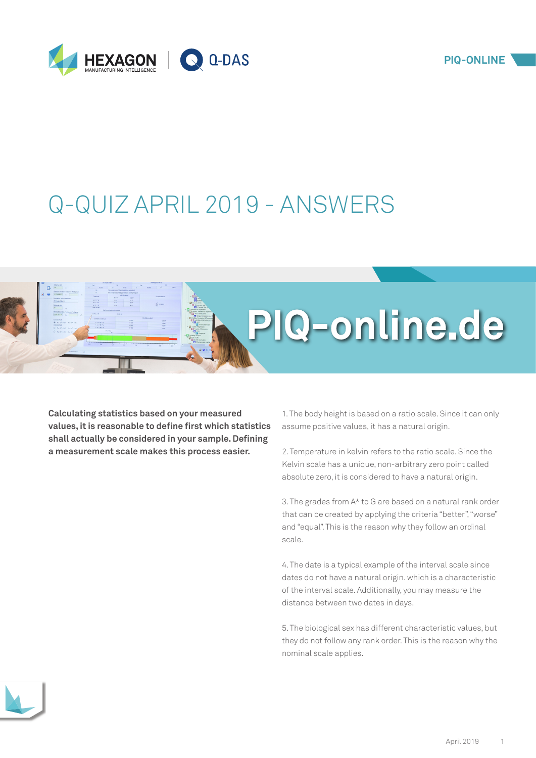# Q-QUIZ APRIL 2019 - ANSWERS

**Calculating statistics based on your measured values, it is reasonable to define first which statistics shall actually be considered in your sample. Defining a measurement scale makes this process easier.**

1. The body height is based on a ratio scale. Since it can only assume positive values, it has a natural origin.

2. Temperature in kelvin refers to the ratio scale. Since the Kelvin scale has a unique, non-arbitrary zero point called absolute zero, it is considered to have a natural origin.

3. The grades from A* to G are based on a natural rank order that can be created by applying the criteria "better", "worse" and "equal". This is the reason why they follow an ordinal scale.

4. The date is a typical example of the interval scale since dates do not have a natural origin. which is a characteristic of the interval scale. Additionally, you may measure the distance between two dates in days.

5. The biological sex has different characteristic values, but they do not follow any rank order. This is the reason why the nominal scale applies.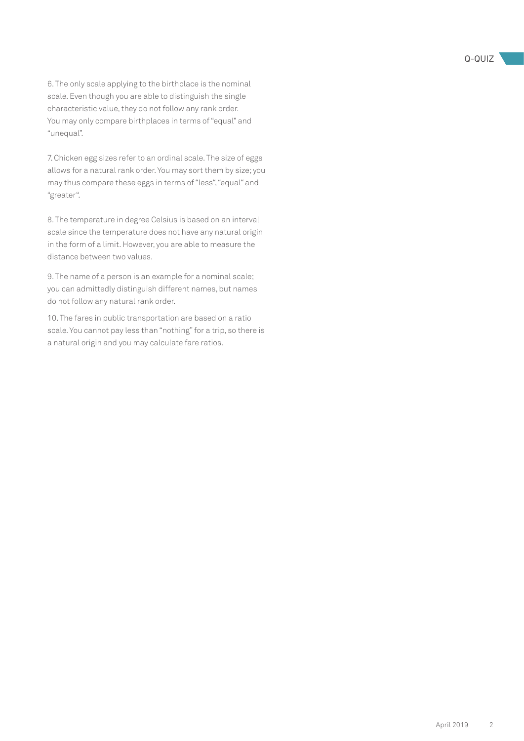6. The only scale applying to the birthplace is the nominal scale. Even though you are able to distinguish the single characteristic value, they do not follow any rank order. You may only compare birthplaces in terms of "equal" and "unequal".

7. Chicken egg sizes refer to an ordinal scale. The size of eggs allows for a natural rank order. You may sort them by size; you may thus compare these eggs in terms of "less", "equal" and "greater".

8. The temperature in degree Celsius is based on an interval scale since the temperature does not have any natural origin in the form of a limit. However, you are able to measure the distance between two values.

9. The name of a person is an example for a nominal scale; you can admittedly distinguish different names, but names do not follow any natural rank order.

10. The fares in public transportation are based on a ratio scale. You cannot pay less than "nothing" for a trip, so there is a natural origin and you may calculate fare ratios.